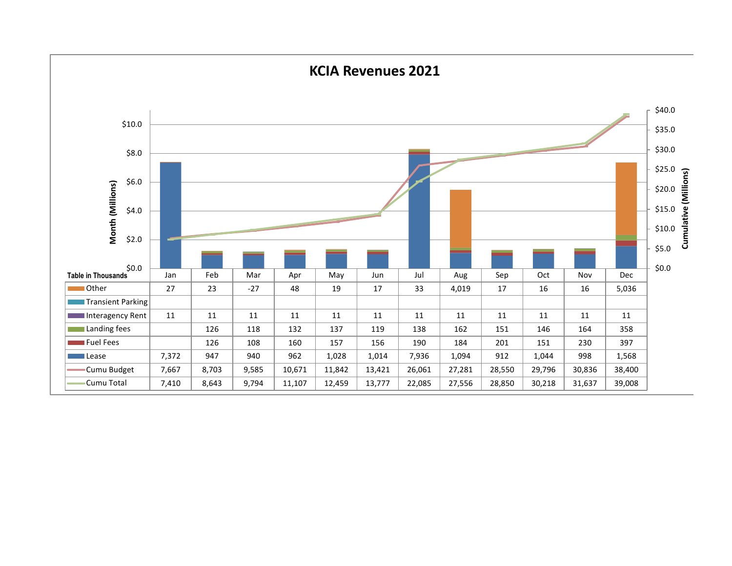# KCIA Revenues 2021

Table in Thousands

| | Jan | Feb | Mar | Apr | May | Jun | Jul | Aug | Sep | Oct | Nov | Dec |
|---|---|---|---|---|---|---|---|---|---|---|---|---|
| Other | 27 | 23 | -27 | 48 | 19 | 17 | 33 | 4,019 | 17 | 16 | 16 | 5,036 |
| Transient Parking | | | | | | | | | | | | |
| Interagency Rent | 11 | 11 | 11 | 11 | 11 | 11 | 11 | 11 | 11 | 11 | 11 | 11 |
| Landing fees | | 126 | 118 | 132 | 137 | 119 | 138 | 162 | 151 | 146 | 164 | 358 |
| Fuel Fees | | 126 | 108 | 160 | 157 | 156 | 190 | 184 | 201 | 151 | 230 | 397 |
| Lease | 7,372 | 947 | 940 | 962 | 1,028 | 1,014 | 7,936 | 1,094 | 912 | 1,044 | 998 | 1,568 |
| Cumu Budget | 7,667 | 8,703 | 9,585 | 10,671 | 11,842 | 13,421 | 26,061 | 27,281 | 28,550 | 29,796 | 30,836 | 38,400 |
| Cumu Total | 7,410 | 8,643 | 9,794 | 11,107 | 12,459 | 13,777 | 22,085 | 27,556 | 28,850 | 30,218 | 31,637 | 39,008 |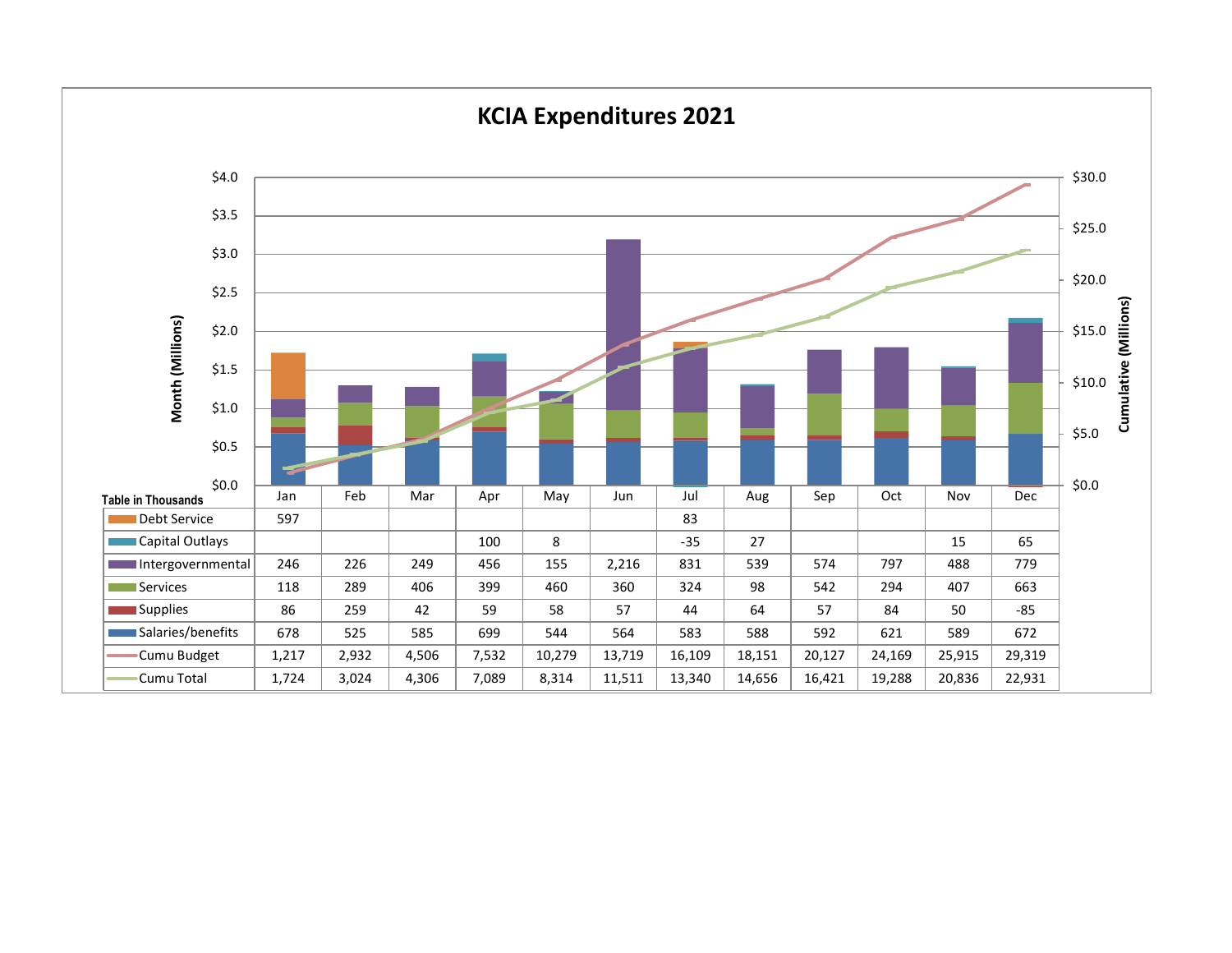# KCIA Expenditures 2021

Table in Thousands

| | Jan | Feb | Mar | Apr | May | Jun | Jul | Aug | Sep | Oct | Nov | Dec |
|---|---|---|---|---|---|---|---|---|---|---|---|---|
| Debt Service | 597 | | | | | | 83 | | | | | |
| Capital Outlays | | | | 100 | 8 | | -35 | 27 | | | 15 | 65 |
| Intergovernmental | 246 | 226 | 249 | 456 | 155 | 2,216 | 831 | 539 | 574 | 797 | 488 | 779 |
| Services | 118 | 289 | 406 | 399 | 460 | 360 | 324 | 98 | 542 | 294 | 407 | 663 |
| Supplies | 86 | 259 | 42 | 59 | 58 | 57 | 44 | 64 | 57 | 84 | 50 | -85 |
| Salaries/benefits | 678 | 525 | 585 | 699 | 544 | 564 | 583 | 588 | 592 | 621 | 589 | 672 |
| Cumu Budget | 1,217 | 2,932 | 4,506 | 7,532 | 10,279 | 13,719 | 16,109 | 18,151 | 20,127 | 24,169 | 25,915 | 29,319 |
| Cumu Total | 1,724 | 3,024 | 4,306 | 7,089 | 8,314 | 11,511 | 13,340 | 14,656 | 16,421 | 19,288 | 20,836 | 22,931 |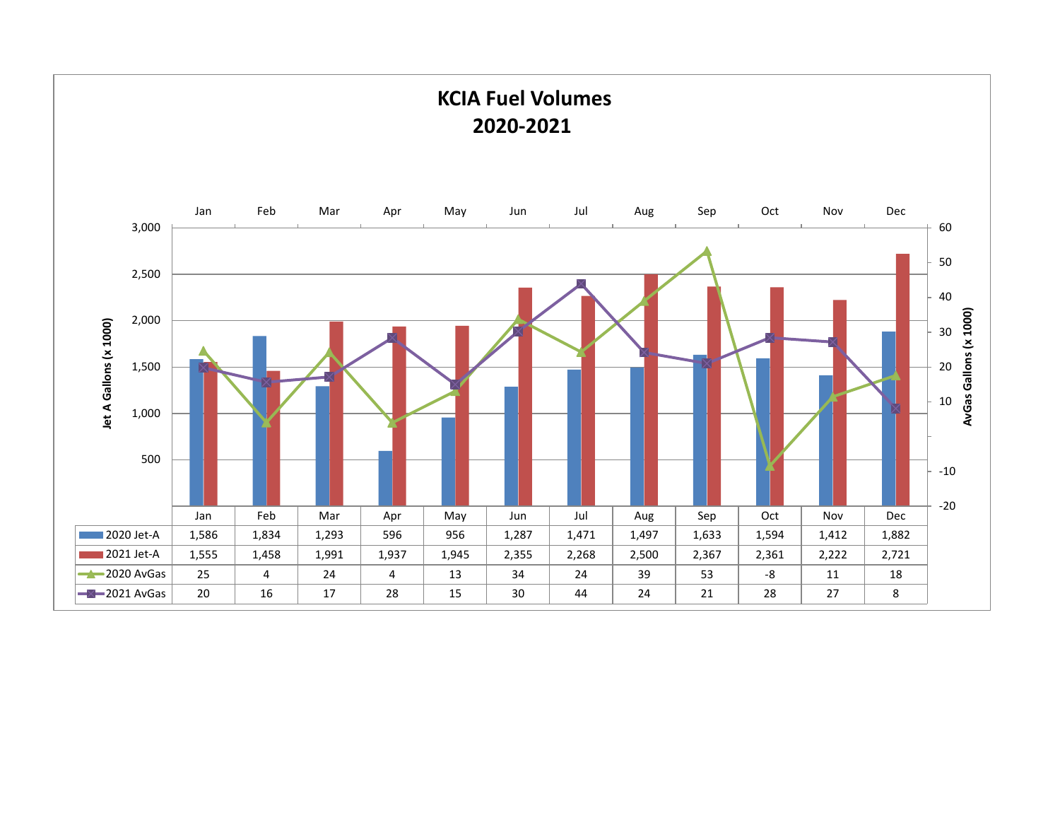# KCIA Fuel Volumes
# 2020-2021

Jet A Gallons (x 1000) | AvGas Gallons (x 1000)

| | Jan | Feb | Mar | Apr | May | Jun | Jul | Aug | Sep | Oct | Nov | Dec |
|---|---|---|---|---|---|---|---|---|---|---|---|---|
| 2020 Jet-A | 1,586 | 1,834 | 1,293 | 596 | 956 | 1,287 | 1,471 | 1,497 | 1,633 | 1,594 | 1,412 | 1,882 |
| 2021 Jet-A | 1,555 | 1,458 | 1,991 | 1,937 | 1,945 | 2,355 | 2,268 | 2,500 | 2,367 | 2,361 | 2,222 | 2,721 |
| 2020 AvGas | 25 | 4 | 24 | 4 | 13 | 34 | 24 | 39 | 53 | -8 | 11 | 18 |
| 2021 AvGas | 20 | 16 | 17 | 28 | 15 | 30 | 44 | 24 | 21 | 28 | 27 | 8 |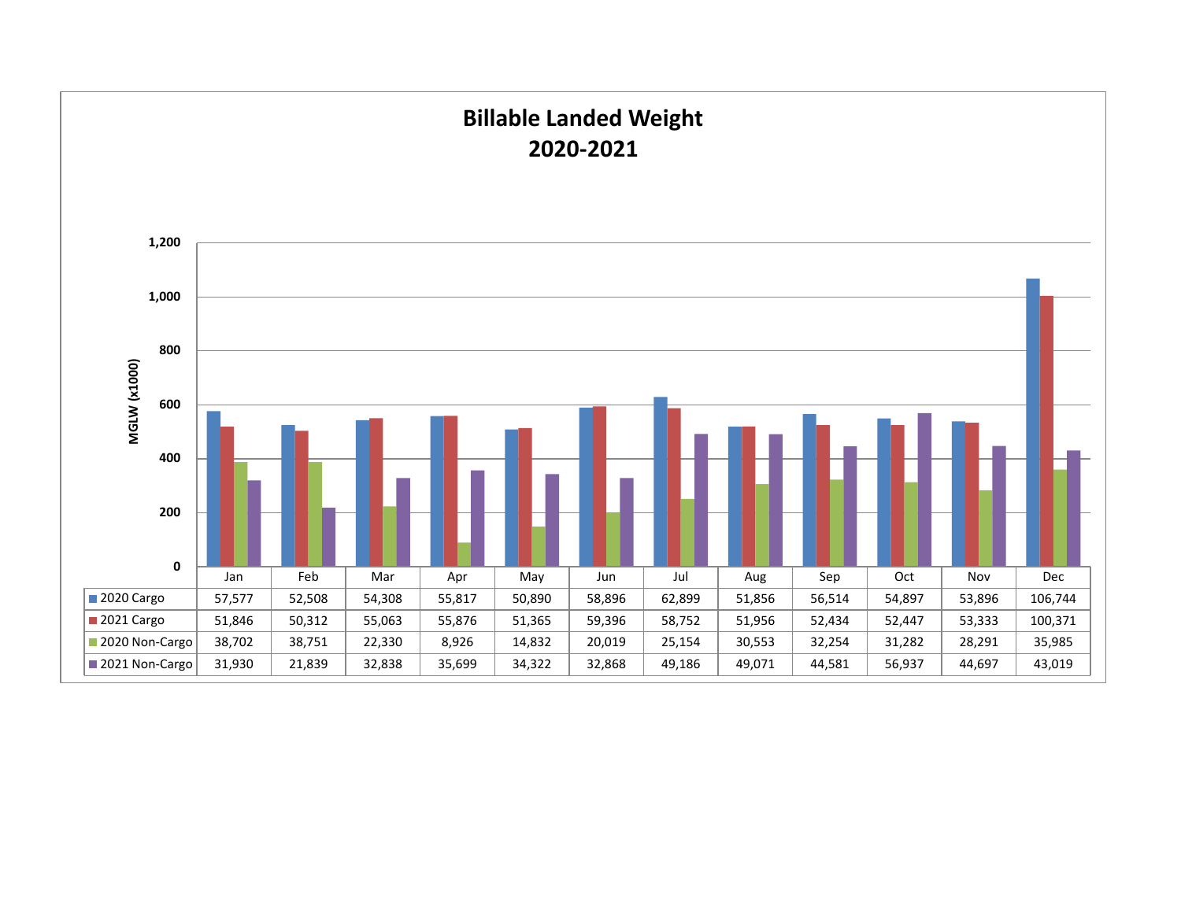**Billable Landed Weight**
**2020-2021**

MGLW (x1000)

1,200
1,000
800
600
400
200
0

| | Jan | Feb | Mar | Apr | May | Jun | Jul | Aug | Sep | Oct | Nov | Dec |
|---|---|---|---|---|---|---|---|---|---|---|---|---|
| 2020 Cargo | 57,577 | 52,508 | 54,308 | 55,817 | 50,890 | 58,896 | 62,899 | 51,856 | 56,514 | 54,897 | 53,896 | 106,744 |
| 2021 Cargo | 51,846 | 50,312 | 55,063 | 55,876 | 51,365 | 59,396 | 58,752 | 51,956 | 52,434 | 52,447 | 53,333 | 100,371 |
| 2020 Non-Cargo | 38,702 | 38,751 | 22,330 | 8,926 | 14,832 | 20,019 | 25,154 | 30,553 | 32,254 | 31,282 | 28,291 | 35,985 |
| 2021 Non-Cargo | 31,930 | 21,839 | 32,838 | 35,699 | 34,322 | 32,868 | 49,186 | 49,071 | 44,581 | 56,937 | 44,697 | 43,019 |